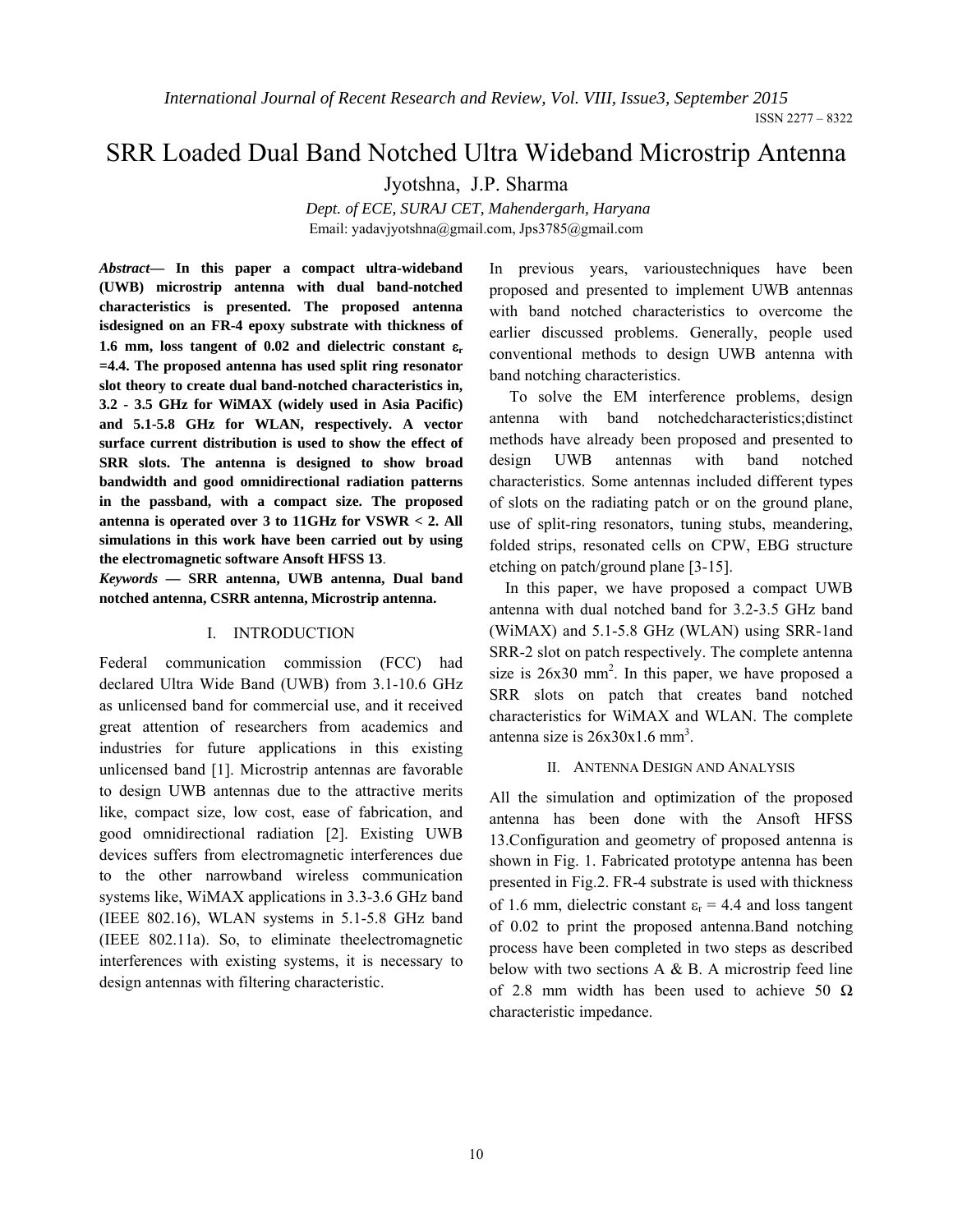# SRR Loaded Dual Band Notched Ultra Wideband Microstrip Antenna

Jyotshna, J.P. Sharma

*Dept. of ECE, SURAJ CET, Mahendergarh, Haryana*

Email: yadavjyotshna@gmail.com, Jps3785@gmail.com

***Abstract*— In this paper a compact ultra-wideband (UWB) microstrip antenna with dual band-notched characteristics is presented. The proposed antenna isdesigned on an FR-4 epoxy substrate with thickness of 1.6 mm, loss tangent of 0.02 and dielectric constant $\varepsilon_r$ =4.4. The proposed antenna has used split ring resonator slot theory to create dual band-notched characteristics in, 3.2 - 3.5 GHz for WiMAX (widely used in Asia Pacific) and 5.1-5.8 GHz for WLAN, respectively. A vector surface current distribution is used to show the effect of SRR slots. The antenna is designed to show broad bandwidth and good omnidirectional radiation patterns in the passband, with a compact size. The proposed antenna is operated over 3 to 11GHz for VSWR < 2. All simulations in this work have been carried out by using the electromagnetic software Ansoft HFSS 13**.

***Keywords* — SRR antenna, UWB antenna, Dual band notched antenna, CSRR antenna, Microstrip antenna.**

## I. INTRODUCTION

Federal communication commission (FCC) had declared Ultra Wide Band (UWB) from 3.1-10.6 GHz as unlicensed band for commercial use, and it received great attention of researchers from academics and industries for future applications in this existing unlicensed band [1]. Microstrip antennas are favorable to design UWB antennas due to the attractive merits like, compact size, low cost, ease of fabrication, and good omnidirectional radiation [2]. Existing UWB devices suffers from electromagnetic interferences due to the other narrowband wireless communication systems like, WiMAX applications in 3.3-3.6 GHz band (IEEE 802.16), WLAN systems in 5.1-5.8 GHz band (IEEE 802.11a). So, to eliminate theelectromagnetic interferences with existing systems, it is necessary to design antennas with filtering characteristic.

In previous years, varioustechniques have been proposed and presented to implement UWB antennas with band notched characteristics to overcome the earlier discussed problems. Generally, people used conventional methods to design UWB antenna with band notching characteristics.

To solve the EM interference problems, design antenna with band notchedcharacteristics;distinct methods have already been proposed and presented to design UWB antennas with band notched characteristics. Some antennas included different types of slots on the radiating patch or on the ground plane, use of split-ring resonators, tuning stubs, meandering, folded strips, resonated cells on CPW, EBG structure etching on patch/ground plane [3-15].

In this paper, we have proposed a compact UWB antenna with dual notched band for 3.2-3.5 GHz band (WiMAX) and 5.1-5.8 GHz (WLAN) using SRR-1and SRR-2 slot on patch respectively. The complete antenna size is 26x30 mm$^2$. In this paper, we have proposed a SRR slots on patch that creates band notched characteristics for WiMAX and WLAN. The complete antenna size is 26x30x1.6 mm$^3$.

## II. ANTENNA DESIGN AND ANALYSIS

All the simulation and optimization of the proposed antenna has been done with the Ansoft HFSS 13.Configuration and geometry of proposed antenna is shown in Fig. 1. Fabricated prototype antenna has been presented in Fig.2. FR-4 substrate is used with thickness of 1.6 mm, dielectric constant $\varepsilon_r$ = 4.4 and loss tangent of 0.02 to print the proposed antenna.Band notching process have been completed in two steps as described below with two sections A & B. A microstrip feed line of 2.8 mm width has been used to achieve 50 Ω characteristic impedance.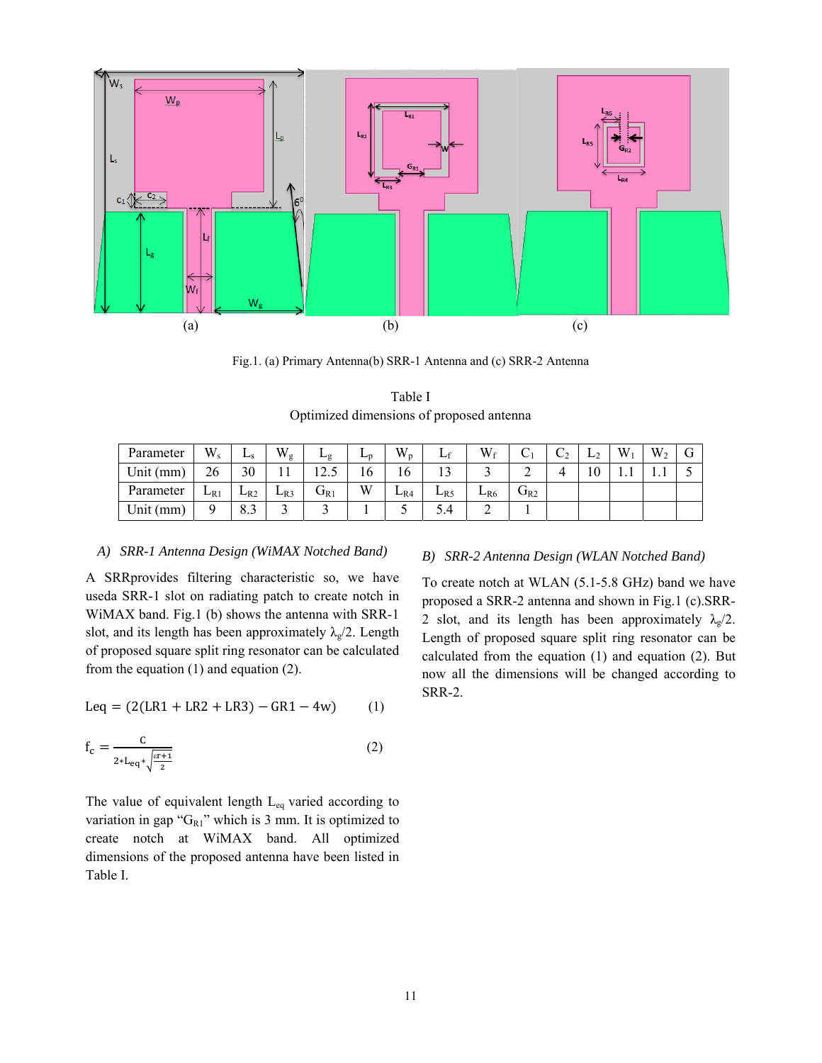Fig.1. (a) Primary Antenna(b) SRR-1 Antenna and (c) SRR-2 Antenna

Table I
Optimized dimensions of proposed antenna

| Parameter | $W_s$ | $L_s$ | $W_g$ | $L_g$ | $L_p$ | $W_p$ | $L_f$ | $W_f$ | $C_1$ | $C_2$ | $L_2$ | $W_1$ | $W_2$ | G |
|---|---|---|---|---|---|---|---|---|---|---|---|---|---|---|
| Unit (mm) | 26 | 30 | 11 | 12.5 | 16 | 16 | 13 | 3 | 2 | 4 | 10 | 1.1 | 1.1 | 5 |
| Parameter | $L_{R1}$ | $L_{R2}$ | $L_{R3}$ | $G_{R1}$ | W | $L_{R4}$ | $L_{R5}$ | $L_{R6}$ | $G_{R2}$ | | | | | |
| Unit (mm) | 9 | 8.3 | 3 | 3 | 1 | 5 | 5.4 | 2 | 1 | | | | | |

### A) *SRR-1 Antenna Design (WiMAX Notched Band)*

A SRRprovides filtering characteristic so, we have useda SRR-1 slot on radiating patch to create notch in WiMAX band. Fig.1 (b) shows the antenna with SRR-1 slot, and its length has been approximately $\lambda_g/2$. Length of proposed square split ring resonator can be calculated from the equation (1) and equation (2).

$$\text{Leq} = (2(\text{LR1} + \text{LR2} + \text{LR3}) - \text{GR1} - 4\text{w}) \qquad (1)$$

$$f_c = \frac{c}{2 * L_{eq} * \sqrt{\frac{\varepsilon r+1}{2}}} \qquad (2)$$

The value of equivalent length $L_{eq}$ varied according to variation in gap "$G_{R1}$" which is 3 mm. It is optimized to create notch at WiMAX band. All optimized dimensions of the proposed antenna have been listed in Table I.

### B) *SRR-2 Antenna Design (WLAN Notched Band)*

To create notch at WLAN (5.1-5.8 GHz) band we have proposed a SRR-2 antenna and shown in Fig.1 (c).SRR-2 slot, and its length has been approximately $\lambda_g/2$. Length of proposed square split ring resonator can be calculated from the equation (1) and equation (2). But now all the dimensions will be changed according to SRR-2.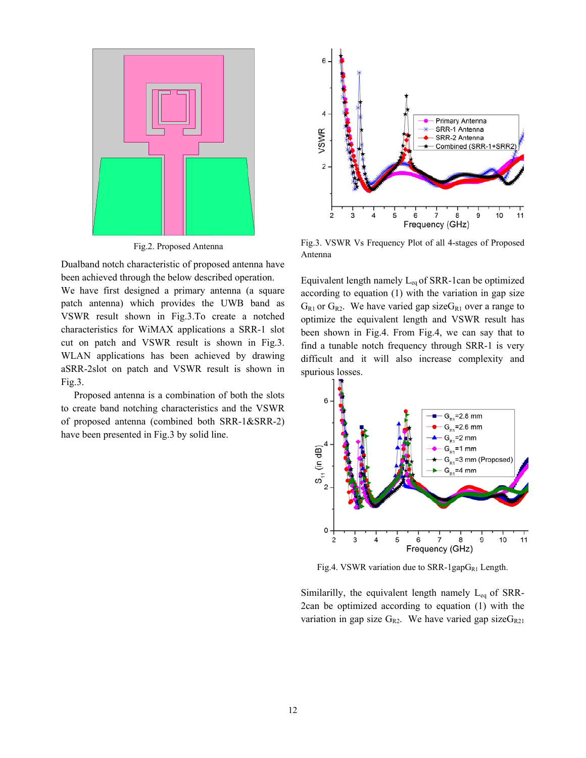Fig.2. Proposed Antenna

Dualband notch characteristic of proposed antenna have been achieved through the below described operation. We have first designed a primary antenna (a square patch antenna) which provides the UWB band as VSWR result shown in Fig.3.To create a notched characteristics for WiMAX applications a SRR-1 slot cut on patch and VSWR result is shown in Fig.3. WLAN applications has been achieved by drawing aSRR-2slot on patch and VSWR result is shown in Fig.3.

Proposed antenna is a combination of both the slots to create band notching characteristics and the VSWR of proposed antenna (combined both SRR-1&SRR-2) have been presented in Fig.3 by solid line.

Fig.3. VSWR Vs Frequency Plot of all 4-stages of Proposed Antenna

Equivalent length namely $L_{eq}$ of SRR-1can be optimized according to equation (1) with the variation in gap size $G_{R1}$ or $G_{R2}$. We have varied gap size$G_{R1}$ over a range to optimize the equivalent length and VSWR result has been shown in Fig.4. From Fig.4, we can say that to find a tunable notch frequency through SRR-1 is very difficult and it will also increase complexity and spurious losses.

Fig.4. VSWR variation due to SRR-1gap$G_{R1}$ Length.

Similarilly, the equivalent length namely $L_{eq}$ of SRR-2can be optimized according to equation (1) with the variation in gap size $G_{R2}$. We have varied gap size$G_{R21}$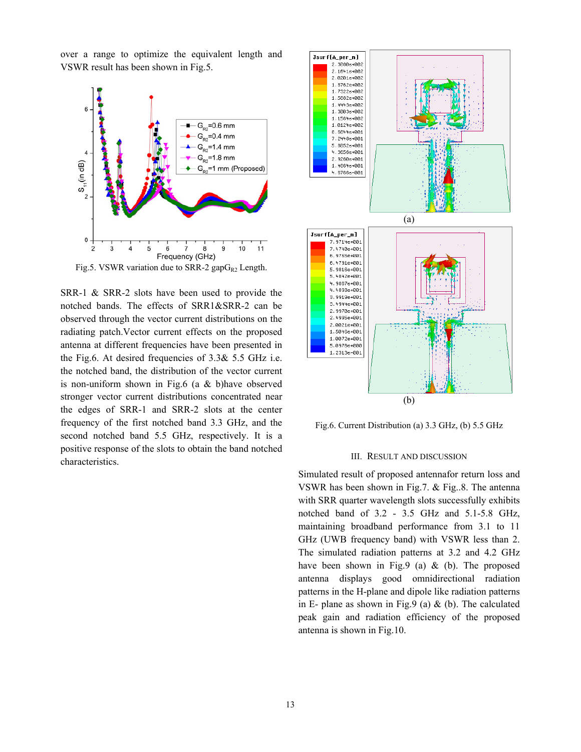over a range to optimize the equivalent length and VSWR result has been shown in Fig.5.

Fig.5. VSWR variation due to SRR-2 gap$G_{R2}$ Length.

SRR-1 & SRR-2 slots have been used to provide the notched bands. The effects of SRR1&SRR-2 can be observed through the vector current distributions on the radiating patch.Vector current effects on the proposed antenna at different frequencies have been presented in the Fig.6. At desired frequencies of 3.3& 5.5 GHz i.e. the notched band, the distribution of the vector current is non-uniform shown in Fig.6 (a & b)have observed stronger vector current distributions concentrated near the edges of SRR-1 and SRR-2 slots at the center frequency of the first notched band 3.3 GHz, and the second notched band 5.5 GHz, respectively. It is a positive response of the slots to obtain the band notched characteristics.

Fig.6. Current Distribution (a) 3.3 GHz, (b) 5.5 GHz

## III. Result and Discussion

Simulated result of proposed antennafor return loss and VSWR has been shown in Fig.7. & Fig..8. The antenna with SRR quarter wavelength slots successfully exhibits notched band of 3.2 - 3.5 GHz and 5.1-5.8 GHz, maintaining broadband performance from 3.1 to 11 GHz (UWB frequency band) with VSWR less than 2. The simulated radiation patterns at 3.2 and 4.2 GHz have been shown in Fig.9 (a) & (b). The proposed antenna displays good omnidirectional radiation patterns in the H-plane and dipole like radiation patterns in E- plane as shown in Fig.9 (a) & (b). The calculated peak gain and radiation efficiency of the proposed antenna is shown in Fig.10.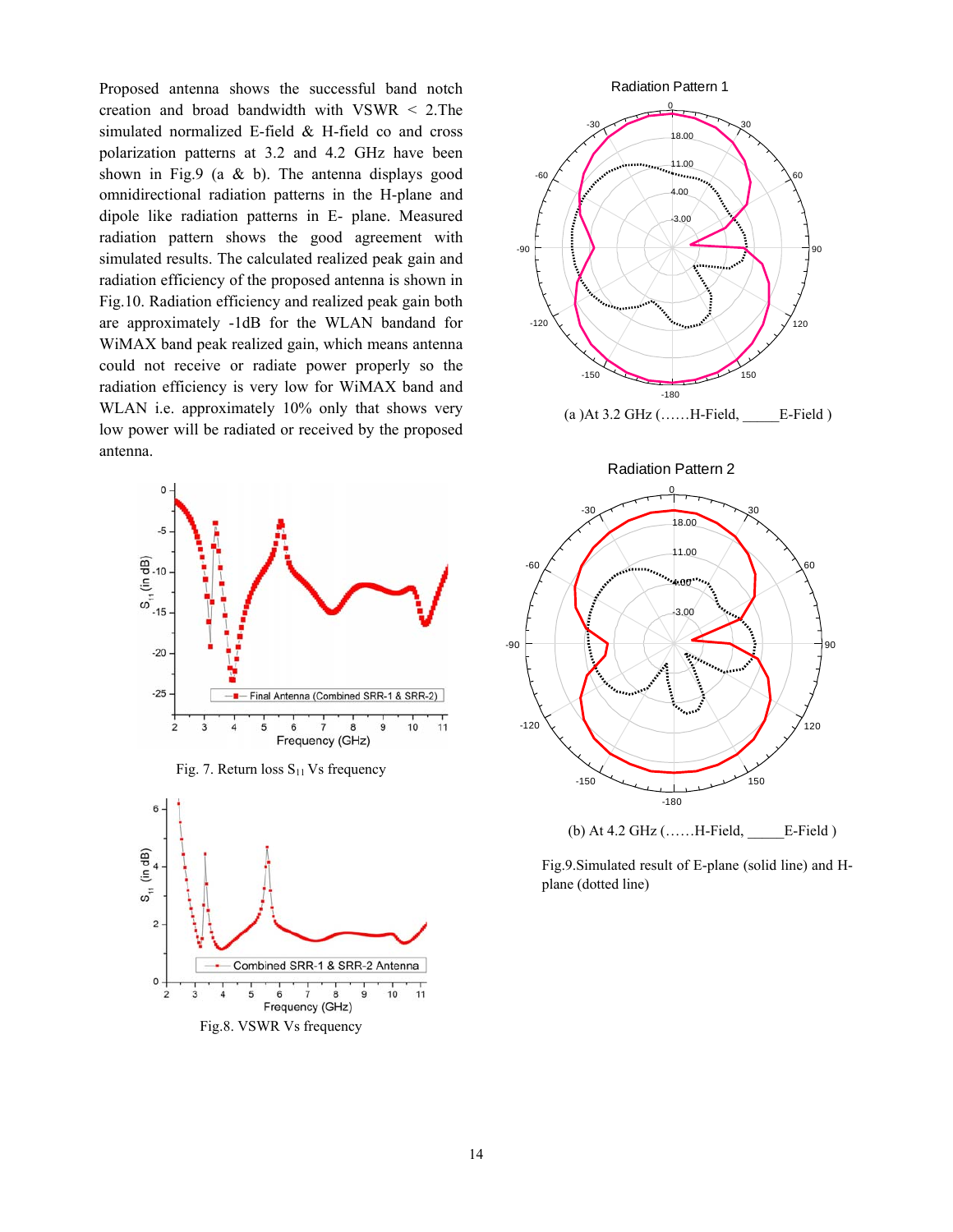Proposed antenna shows the successful band notch creation and broad bandwidth with VSWR < 2.The simulated normalized E-field & H-field co and cross polarization patterns at 3.2 and 4.2 GHz have been shown in Fig.9 (a & b). The antenna displays good omnidirectional radiation patterns in the H-plane and dipole like radiation patterns in E- plane. Measured radiation pattern shows the good agreement with simulated results. The calculated realized peak gain and radiation efficiency of the proposed antenna is shown in Fig.10. Radiation efficiency and realized peak gain both are approximately -1dB for the WLAN bandand for WiMAX band peak realized gain, which means antenna could not receive or radiate power properly so the radiation efficiency is very low for WiMAX band and WLAN i.e. approximately 10% only that shows very low power will be radiated or received by the proposed antenna.

Fig. 7. Return loss $S_{11}$ Vs frequency

Fig.8. VSWR Vs frequency

(a )At 3.2 GHz (……H-Field, _____E-Field )

(b) At 4.2 GHz (……H-Field, _____E-Field )

Fig.9.Simulated result of E-plane (solid line) and H-plane (dotted line)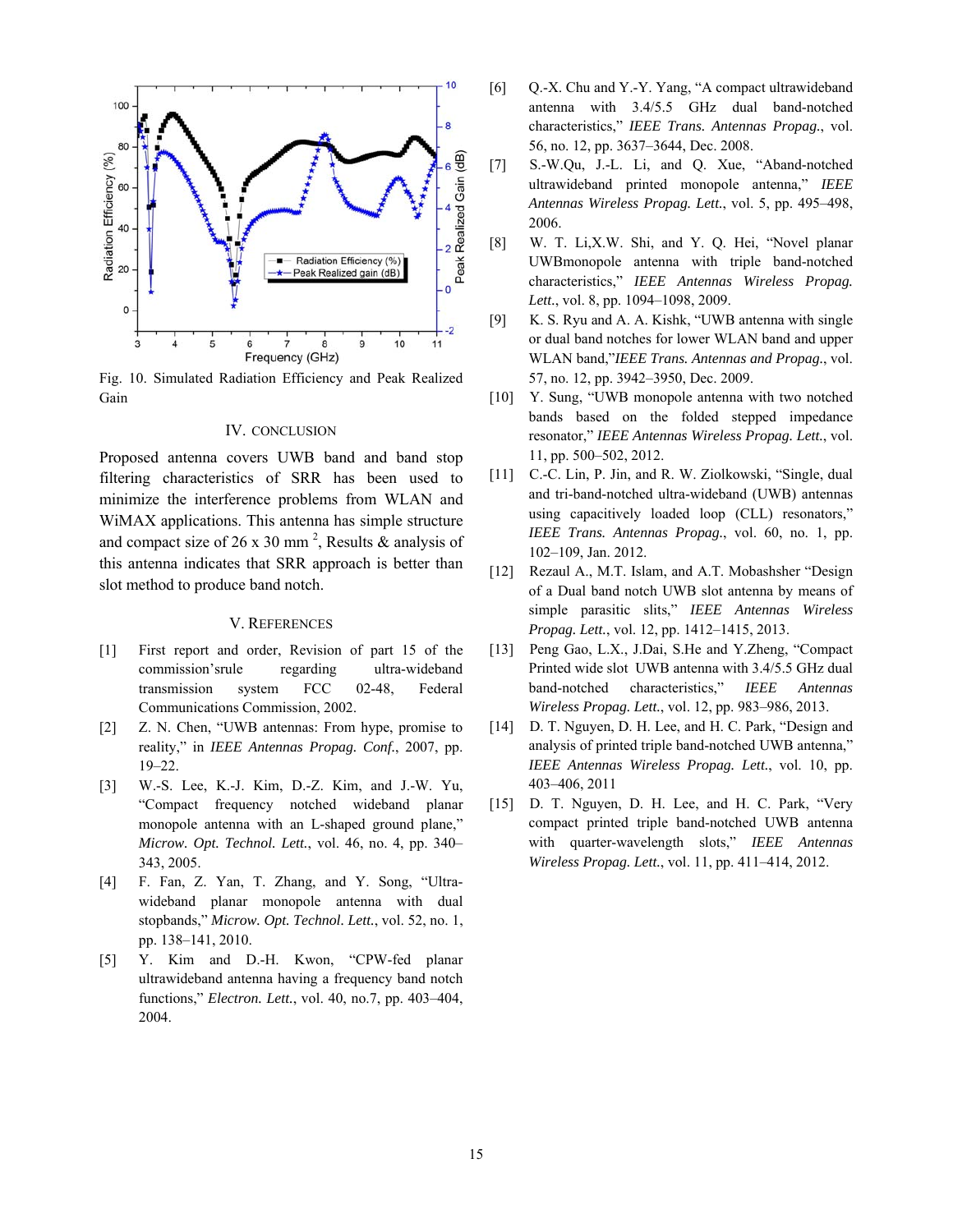100
80
60
40
20
0
Radiation Efficiency (%)
10
8
6
4
2
0
-2
Peak Realized Gain (dB)
3 4 5 6 7 8 9 10 11
Frequency (GHz)
Radiation Efficiency (%)
Peak Realized gain (dB)

Fig. 10. Simulated Radiation Efficiency and Peak Realized Gain

## IV. CONCLUSION

Proposed antenna covers UWB band and band stop filtering characteristics of SRR has been used to minimize the interference problems from WLAN and WiMAX applications. This antenna has simple structure and compact size of 26 x 30 mm $^2$, Results & analysis of this antenna indicates that SRR approach is better than slot method to produce band notch.

## V. REFERENCES

[1] First report and order, Revision of part 15 of the commission'srule regarding ultra-wideband transmission system FCC 02-48, Federal Communications Commission, 2002.

[2] Z. N. Chen, "UWB antennas: From hype, promise to reality," in *IEEE Antennas Propag. Conf.*, 2007, pp. 19–22.

[3] W.-S. Lee, K.-J. Kim, D.-Z. Kim, and J.-W. Yu, "Compact frequency notched wideband planar monopole antenna with an L-shaped ground plane," *Microw. Opt. Technol. Lett.*, vol. 46, no. 4, pp. 340–343, 2005.

[4] F. Fan, Z. Yan, T. Zhang, and Y. Song, "Ultra-wideband planar monopole antenna with dual stopbands," *Microw. Opt. Technol. Lett.*, vol. 52, no. 1, pp. 138–141, 2010.

[5] Y. Kim and D.-H. Kwon, "CPW-fed planar ultrawideband antenna having a frequency band notch functions," *Electron. Lett.*, vol. 40, no.7, pp. 403–404, 2004.

[6] Q.-X. Chu and Y.-Y. Yang, "A compact ultrawideband antenna with 3.4/5.5 GHz dual band-notched characteristics," *IEEE Trans. Antennas Propag.*, vol. 56, no. 12, pp. 3637–3644, Dec. 2008.

[7] S.-W.Qu, J.-L. Li, and Q. Xue, "Aband-notched ultrawideband printed monopole antenna," *IEEE Antennas Wireless Propag. Lett.*, vol. 5, pp. 495–498, 2006.

[8] W. T. Li,X.W. Shi, and Y. Q. Hei, "Novel planar UWBmonopole antenna with triple band-notched characteristics," *IEEE Antennas Wireless Propag. Lett.*, vol. 8, pp. 1094–1098, 2009.

[9] K. S. Ryu and A. A. Kishk, "UWB antenna with single or dual band notches for lower WLAN band and upper WLAN band,"*IEEE Trans. Antennas and Propag.*, vol. 57, no. 12, pp. 3942–3950, Dec. 2009.

[10] Y. Sung, "UWB monopole antenna with two notched bands based on the folded stepped impedance resonator," *IEEE Antennas Wireless Propag. Lett.*, vol. 11, pp. 500–502, 2012.

[11] C.-C. Lin, P. Jin, and R. W. Ziolkowski, "Single, dual and tri-band-notched ultra-wideband (UWB) antennas using capacitively loaded loop (CLL) resonators," *IEEE Trans. Antennas Propag.*, vol. 60, no. 1, pp. 102–109, Jan. 2012.

[12] Rezaul A., M.T. Islam, and A.T. Mobashsher "Design of a Dual band notch UWB slot antenna by means of simple parasitic slits," *IEEE Antennas Wireless Propag. Lett.*, vol. 12, pp. 1412–1415, 2013.

[13] Peng Gao, L.X., J.Dai, S.He and Y.Zheng, "Compact Printed wide slot UWB antenna with 3.4/5.5 GHz dual band-notched characteristics," *IEEE Antennas Wireless Propag. Lett.*, vol. 12, pp. 983–986, 2013.

[14] D. T. Nguyen, D. H. Lee, and H. C. Park, "Design and analysis of printed triple band-notched UWB antenna," *IEEE Antennas Wireless Propag. Lett.*, vol. 10, pp. 403–406, 2011

[15] D. T. Nguyen, D. H. Lee, and H. C. Park, "Very compact printed triple band-notched UWB antenna with quarter-wavelength slots," *IEEE Antennas Wireless Propag. Lett.*, vol. 11, pp. 411–414, 2012.